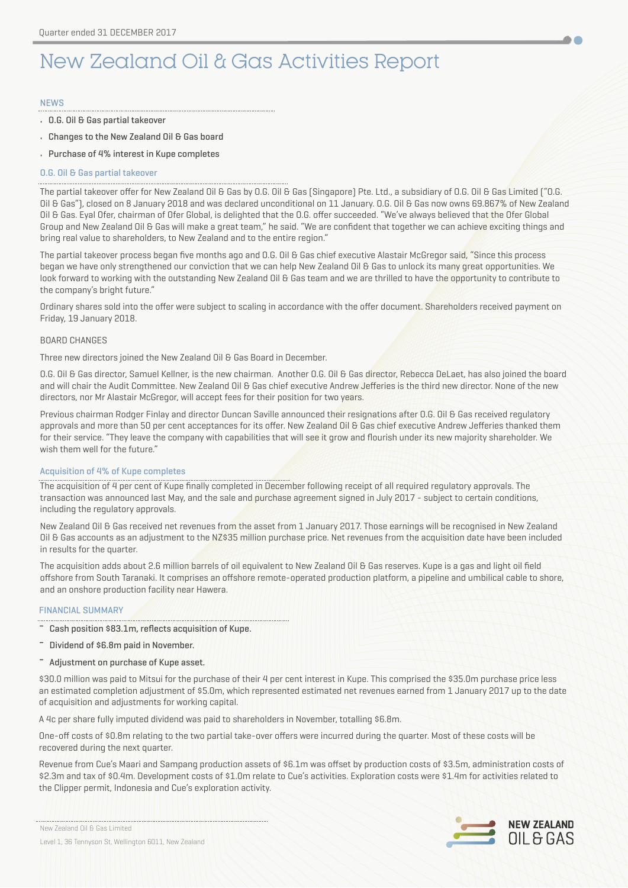Quarter ended 31 DECEMBER 2017

# New Zealand Oil & Gas Activities Report

## NEWS

- O.G. Oil & Gas partial takeover
- Changes to the New Zealand Oil & Gas board
- Purchase of 4% interest in Kupe completes

## O.G. Oil & Gas partial takeover

The partial takeover offer for New Zealand Oil & Gas by O.G. Oil & Gas (Singapore) Pte. Ltd., a subsidiary of O.G. Oil & Gas Limited ("O.G. Oil & Gas"), closed on 8 January 2018 and was declared unconditional on 11 January. O.G. Oil & Gas now owns 69.867% of New Zealand Oil & Gas. Eyal Ofer, chairman of Ofer Global, is delighted that the O.G. offer succeeded. "We've always believed that the Ofer Global Group and New Zealand Oil & Gas will make a great team," he said. "We are confident that together we can achieve exciting things and bring real value to shareholders, to New Zealand and to the entire region."

The partial takeover process began five months ago and O.G. Oil & Gas chief executive Alastair McGregor said, "Since this process began we have only strengthened our conviction that we can help New Zealand Oil & Gas to unlock its many great opportunities. We look forward to working with the outstanding New Zealand Oil & Gas team and we are thrilled to have the opportunity to contribute to the company's bright future."

Ordinary shares sold into the offer were subject to scaling in accordance with the offer document. Shareholders received payment on Friday, 19 January 2018.

### BOARD CHANGES

Three new directors joined the New Zealand Oil & Gas Board in December.

O.G. Oil & Gas director, Samuel Kellner, is the new chairman. Another O.G. Oil & Gas director, Rebecca DeLaet, has also joined the board and will chair the Audit Committee. New Zealand Oil & Gas chief executive Andrew Jefferies is the third new director. None of the new directors, nor Mr Alastair McGregor, will accept fees for their position for two years.

Previous chairman Rodger Finlay and director Duncan Saville announced their resignations after O.G. Oil & Gas received regulatory approvals and more than 50 per cent acceptances for its offer. New Zealand Oil & Gas chief executive Andrew Jefferies thanked them for their service. "They leave the company with capabilities that will see it grow and flourish under its new majority shareholder. We wish them well for the future."

## Acquisition of 4% of Kupe completes

The acquisition of 4 per cent of Kupe finally completed in December following receipt of all required regulatory approvals. The transaction was announced last May, and the sale and purchase agreement signed in July 2017 - subject to certain conditions, including the regulatory approvals.

New Zealand Oil & Gas received net revenues from the asset from 1 January 2017. Those earnings will be recognised in New Zealand Oil & Gas accounts as an adjustment to the NZ$35 million purchase price. Net revenues from the acquisition date have been included in results for the quarter.

The acquisition adds about 2.6 million barrels of oil equivalent to New Zealand Oil & Gas reserves. Kupe is a gas and light oil field offshore from South Taranaki. It comprises an offshore remote-operated production platform, a pipeline and umbilical cable to shore, and an onshore production facility near Hawera.

## FINANCIAL SUMMARY

- Cash position $83.1m, reflects acquisition of Kupe.
- Dividend of $6.8m paid in November.
- Adjustment on purchase of Kupe asset.

$30.0 million was paid to Mitsui for the purchase of their 4 per cent interest in Kupe. This comprised the $35.0m purchase price less an estimated completion adjustment of $5.0m, which represented estimated net revenues earned from 1 January 2017 up to the date of acquisition and adjustments for working capital.

A 4c per share fully imputed dividend was paid to shareholders in November, totalling $6.8m.

One-off costs of $0.8m relating to the two partial take-over offers were incurred during the quarter. Most of these costs will be recovered during the next quarter.

Revenue from Cue's Maari and Sampang production assets of $6.1m was offset by production costs of $3.5m, administration costs of $2.3m and tax of $0.4m. Development costs of $1.0m relate to Cue's activities. Exploration costs were $1.4m for activities related to the Clipper permit, Indonesia and Cue's exploration activity.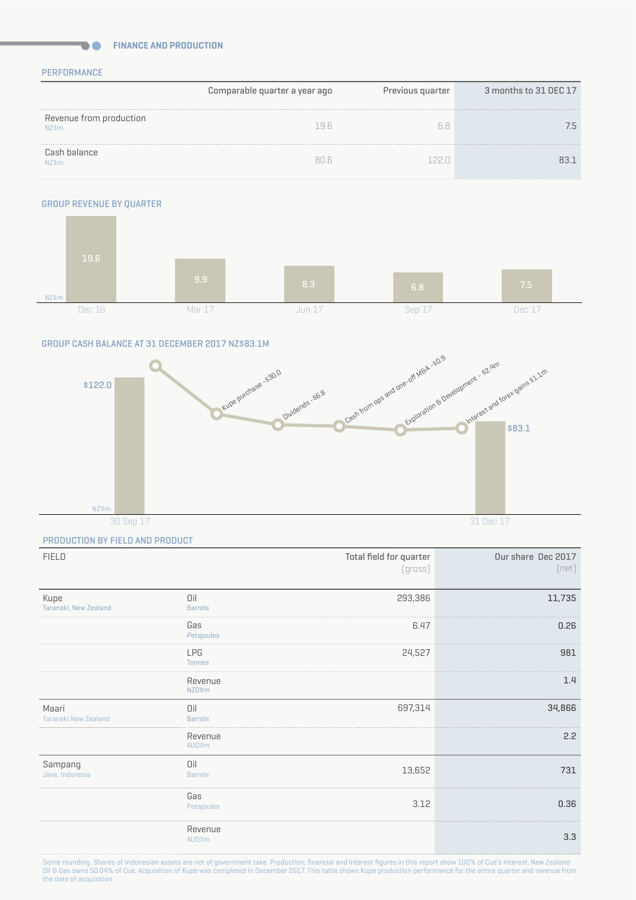## FINANCE AND PRODUCTION

### PERFORMANCE

| | Comparable quarter a year ago | Previous quarter | 3 months to 31 DEC 17 |
|---|---|---|---|
| Revenue from production NZ$m | 19.6 | 6.8 | 7.5 |
| Cash balance NZ$m | 80.6 | 122.0 | 83.1 |

### GROUP REVENUE BY QUARTER

| NZ$m | Dec 16 | Mar 17 | Jun 17 | Sep 17 | Dec 17 |
|---|---|---|---|---|---|
| Revenue | 19.6 | 9.9 | 8.3 | 6.8 | 7.5 |

### GROUP CASH BALANCE AT 31 DECEMBER 2017 NZ$83.1M

NZ$m

- 30 Sep 17: $122.0
- Kupe purchase -$30.0
- Dividends -$6.8
- Cash from ops and one-off M&A -$0.9
- Exploration & Development - $2.4m
- Interest and forex gains $1.1m
- 31 Dec 17: $83.1

### PRODUCTION BY FIELD AND PRODUCT

| FIELD | | Total field for quarter (gross) | Our share Dec 2017 (net) |
|---|---|---|---|
| Kupe Taranaki, New Zealand | Oil Barrels | 293,386 | 11,735 |
| | Gas Petajoules | 6.47 | 0.26 |
| | LPG Tonnes | 24,527 | 981 |
| | Revenue NZD$m | | 1.4 |
| Maari Taranaki New Zealand | Oil Barrels | 697,314 | 34,866 |
| | Revenue AUD$m | | 2.2 |
| Sampang Java, Indonesia | Oil Barrels | 13,652 | 731 |
| | Gas Petajoules | 3.12 | 0.36 |
| | Revenue AUD$m | | 3.3 |

Some rounding. Shares of Indonesian assets are net of government take. Production, financial and interest figures in this report show 100% of Cue's interest. New Zealand Oil & Gas owns 50.04% of Cue. Acquisition of Kupe was completed in December 2017. This table shows Kupe production performance for the entire quarter and revenue from the date of acquisition.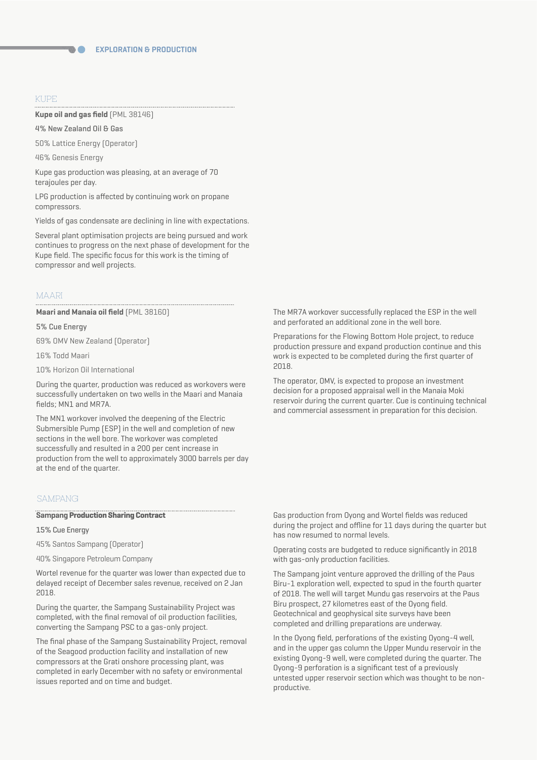## KUPE

**Kupe oil and gas field** (PML 38146)

4% New Zealand Oil & Gas

50% Lattice Energy (Operator)

46% Genesis Energy

Kupe gas production was pleasing, at an average of 70 terajoules per day.

LPG production is affected by continuing work on propane compressors.

Yields of gas condensate are declining in line with expectations.

Several plant optimisation projects are being pursued and work continues to progress on the next phase of development for the Kupe field. The specific focus for this work is the timing of compressor and well projects.

## MAARI

**Maari and Manaia oil field** (PML 38160)

5% Cue Energy

69% OMV New Zealand (Operator)

16% Todd Maari

10% Horizon Oil International

During the quarter, production was reduced as workovers were successfully undertaken on two wells in the Maari and Manaia fields; MN1 and MR7A.

The MN1 workover involved the deepening of the Electric Submersible Pump (ESP) in the well and completion of new sections in the well bore. The workover was completed successfully and resulted in a 200 per cent increase in production from the well to approximately 3000 barrels per day at the end of the quarter.

The MR7A workover successfully replaced the ESP in the well and perforated an additional zone in the well bore.

Preparations for the Flowing Bottom Hole project, to reduce production pressure and expand production continue and this work is expected to be completed during the first quarter of 2018.

The operator, OMV, is expected to propose an investment decision for a proposed appraisal well in the Manaia Moki reservoir during the current quarter. Cue is continuing technical and commercial assessment in preparation for this decision.

## SAMPANG

**Sampang Production Sharing Contract**

15% Cue Energy

45% Santos Sampang (Operator)

40% Singapore Petroleum Company

Wortel revenue for the quarter was lower than expected due to delayed receipt of December sales revenue, received on 2 Jan 2018.

During the quarter, the Sampang Sustainability Project was completed, with the final removal of oil production facilities, converting the Sampang PSC to a gas-only project.

The final phase of the Sampang Sustainability Project, removal of the Seagood production facility and installation of new compressors at the Grati onshore processing plant, was completed in early December with no safety or environmental issues reported and on time and budget.

Gas production from Oyong and Wortel fields was reduced during the project and offline for 11 days during the quarter but has now resumed to normal levels.

Operating costs are budgeted to reduce significantly in 2018 with gas-only production facilities.

The Sampang joint venture approved the drilling of the Paus Biru-1 exploration well, expected to spud in the fourth quarter of 2018. The well will target Mundu gas reservoirs at the Paus Biru prospect, 27 kilometres east of the Oyong field. Geotechnical and geophysical site surveys have been completed and drilling preparations are underway.

In the Oyong field, perforations of the existing Oyong-4 well, and in the upper gas column the Upper Mundu reservoir in the existing Oyong-9 well, were completed during the quarter. The Oyong-9 perforation is a significant test of a previously untested upper reservoir section which was thought to be non-productive.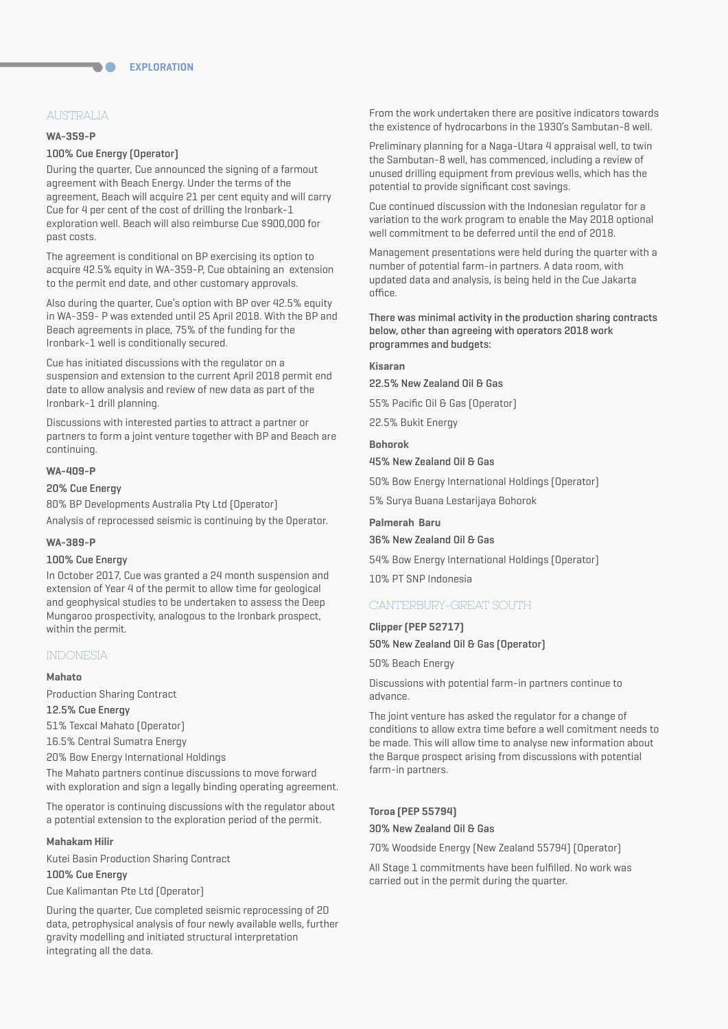# EXPLORATION

## AUSTRALIA

### WA-359-P

**100% Cue Energy (Operator)**

During the quarter, Cue announced the signing of a farmout agreement with Beach Energy. Under the terms of the agreement, Beach will acquire 21 per cent equity and will carry Cue for 4 per cent of the cost of drilling the Ironbark-1 exploration well. Beach will also reimburse Cue $900,000 for past costs.

The agreement is conditional on BP exercising its option to acquire 42.5% equity in WA-359-P, Cue obtaining an extension to the permit end date, and other customary approvals.

Also during the quarter, Cue's option with BP over 42.5% equity in WA-359- P was extended until 25 April 2018. With the BP and Beach agreements in place, 75% of the funding for the Ironbark-1 well is conditionally secured.

Cue has initiated discussions with the regulator on a suspension and extension to the current April 2018 permit end date to allow analysis and review of new data as part of the Ironbark-1 drill planning.

Discussions with interested parties to attract a partner or partners to form a joint venture together with BP and Beach are continuing.

### WA-409-P

**20% Cue Energy**

80% BP Developments Australia Pty Ltd (Operator)

Analysis of reprocessed seismic is continuing by the Operator.

### WA-389-P

**100% Cue Energy**

In October 2017, Cue was granted a 24 month suspension and extension of Year 4 of the permit to allow time for geological and geophysical studies to be undertaken to assess the Deep Mungaroo prospectivity, analogous to the Ironbark prospect, within the permit.

## INDONESIA

### Mahato

Production Sharing Contract

**12.5% Cue Energy**

51% Texcal Mahato (Operator)

16.5% Central Sumatra Energy

20% Bow Energy International Holdings

The Mahato partners continue discussions to move forward with exploration and sign a legally binding operating agreement.

The operator is continuing discussions with the regulator about a potential extension to the exploration period of the permit.

### Mahakam Hilir

Kutei Basin Production Sharing Contract

**100% Cue Energy**

Cue Kalimantan Pte Ltd (Operator)

During the quarter, Cue completed seismic reprocessing of 2D data, petrophysical analysis of four newly available wells, further gravity modelling and initiated structural interpretation integrating all the data.

From the work undertaken there are positive indicators towards the existence of hydrocarbons in the 1930's Sambutan-8 well.

Preliminary planning for a Naga-Utara 4 appraisal well, to twin the Sambutan-8 well, has commenced, including a review of unused drilling equipment from previous wells, which has the potential to provide significant cost savings.

Cue continued discussion with the Indonesian regulator for a variation to the work program to enable the May 2018 optional well commitment to be deferred until the end of 2018.

Management presentations were held during the quarter with a number of potential farm-in partners. A data room, with updated data and analysis, is being held in the Cue Jakarta office.

**There was minimal activity in the production sharing contracts below, other than agreeing with operators 2018 work programmes and budgets:**

### Kisaran

**22.5% New Zealand Oil & Gas**

55% Pacific Oil & Gas (Operator)

22.5% Bukit Energy

### Bohorok

**45% New Zealand Oil & Gas**

50% Bow Energy International Holdings (Operator)

5% Surya Buana Lestarijaya Bohorok

### Palmerah Baru

**36% New Zealand Oil & Gas**

54% Bow Energy International Holdings (Operator)

10% PT SNP Indonesia

## CANTERBURY-GREAT SOUTH

### Clipper (PEP 52717)

**50% New Zealand Oil & Gas (Operator)**

50% Beach Energy

Discussions with potential farm-in partners continue to advance.

The joint venture has asked the regulator for a change of conditions to allow extra time before a well comitment needs to be made. This will allow time to analyse new information about the Barque prospect arising from discussions with potential farm-in partners.

### Toroa (PEP 55794)

**30% New Zealand Oil & Gas**

70% Woodside Energy (New Zealand 55794) (Operator)

All Stage 1 commitments have been fulfilled. No work was carried out in the permit during the quarter.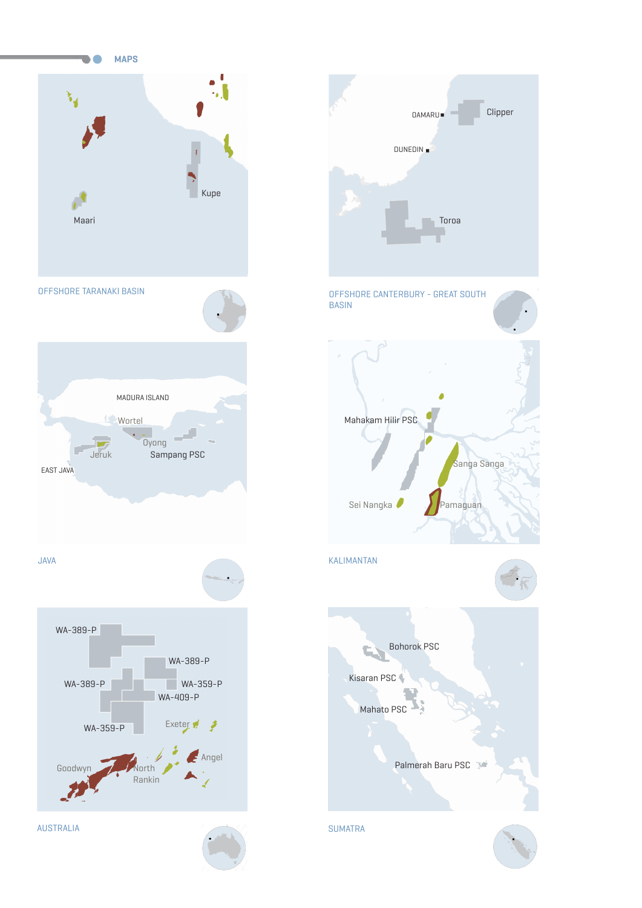## MAPS

Kupe

Maari

OFFSHORE TARANAKI BASIN

OAMARU

Clipper

DUNEDIN

Toroa

OFFSHORE CANTERBURY - GREAT SOUTH BASIN

MADURA ISLAND

Wortel

Jeruk

Oyong

Sampang PSC

EAST JAVA

JAVA

Mahakam Hilir PSC

Sanga Sanga

Sei Nangka

Pamaguan

KALIMANTAN

WA-389-P

WA-389-P

WA-389-P

WA-359-P

WA-409-P

WA-359-P

Exeter

Angel

Goodwyn

North Rankin

AUSTRALIA

Bohorok PSC

Kisaran PSC

Mahato PSC

Palmerah Baru PSC

SUMATRA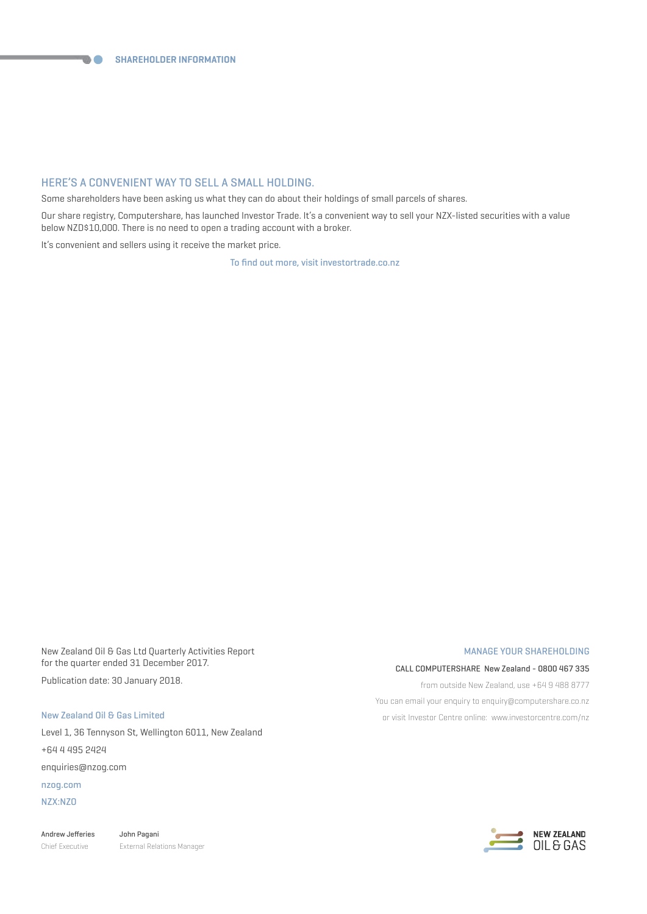## SHAREHOLDER INFORMATION

### HERE'S A CONVENIENT WAY TO SELL A SMALL HOLDING.

Some shareholders have been asking us what they can do about their holdings of small parcels of shares.

Our share registry, Computershare, has launched Investor Trade. It's a convenient way to sell your NZX-listed securities with a value below NZD$10,000. There is no need to open a trading account with a broker.

It's convenient and sellers using it receive the market price.

To find out more, visit investortrade.co.nz

New Zealand Oil & Gas Ltd Quarterly Activities Report for the quarter ended 31 December 2017.

Publication date: 30 January 2018.

**New Zealand Oil & Gas Limited**

Level 1, 36 Tennyson St, Wellington 6011, New Zealand

+64 4 495 2424

enquiries@nzog.com

nzog.com

NZX:NZO

Andrew Jefferies
Chief Executive

John Pagani
External Relations Manager

**MANAGE YOUR SHAREHOLDING**

CALL COMPUTERSHARE New Zealand - 0800 467 335

from outside New Zealand, use +64 9 488 8777

You can email your enquiry to enquiry@computershare.co.nz

or visit Investor Centre online: www.investorcentre.com/nz

NEW ZEALAND OIL & GAS